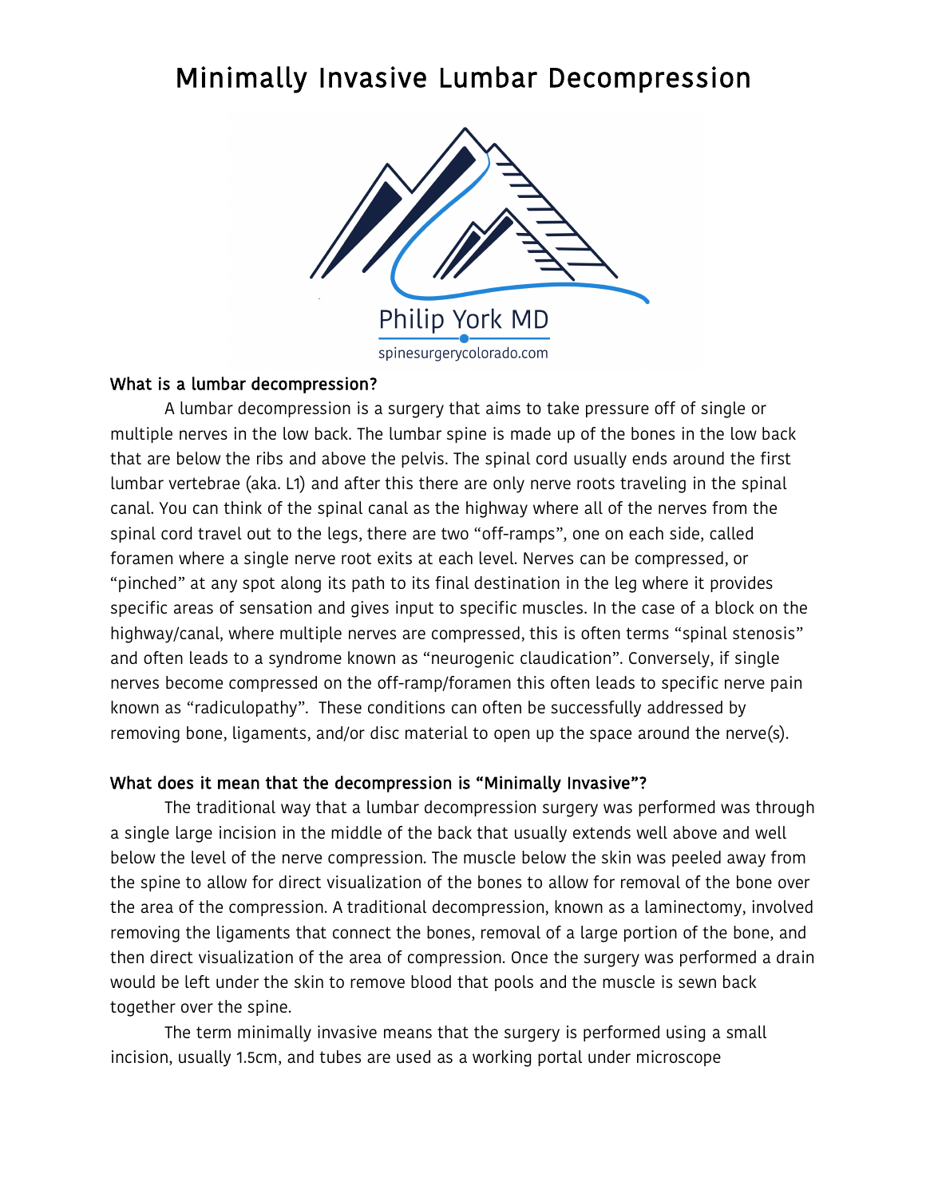# Minimally Invasive Lumbar Decompression

Philip York MD

spinesurgerycolorado.com

**What is a lumbar decompression?**

A lumbar decompression is a surgery that aims to take pressure off of single or multiple nerves in the low back. The lumbar spine is made up of the bones in the low back that are below the ribs and above the pelvis. The spinal cord usually ends around the first lumbar vertebrae (aka. L1) and after this there are only nerve roots traveling in the spinal canal. You can think of the spinal canal as the highway where all of the nerves from the spinal cord travel out to the legs, there are two "off-ramps", one on each side, called foramen where a single nerve root exits at each level. Nerves can be compressed, or "pinched" at any spot along its path to its final destination in the leg where it provides specific areas of sensation and gives input to specific muscles. In the case of a block on the highway/canal, where multiple nerves are compressed, this is often terms "spinal stenosis" and often leads to a syndrome known as "neurogenic claudication". Conversely, if single nerves become compressed on the off-ramp/foramen this often leads to specific nerve pain known as "radiculopathy". These conditions can often be successfully addressed by removing bone, ligaments, and/or disc material to open up the space around the nerve(s).

**What does it mean that the decompression is "Minimally Invasive"?**

The traditional way that a lumbar decompression surgery was performed was through a single large incision in the middle of the back that usually extends well above and well below the level of the nerve compression. The muscle below the skin was peeled away from the spine to allow for direct visualization of the bones to allow for removal of the bone over the area of the compression. A traditional decompression, known as a laminectomy, involved removing the ligaments that connect the bones, removal of a large portion of the bone, and then direct visualization of the area of compression. Once the surgery was performed a drain would be left under the skin to remove blood that pools and the muscle is sewn back together over the spine.

The term minimally invasive means that the surgery is performed using a small incision, usually 1.5cm, and tubes are used as a working portal under microscope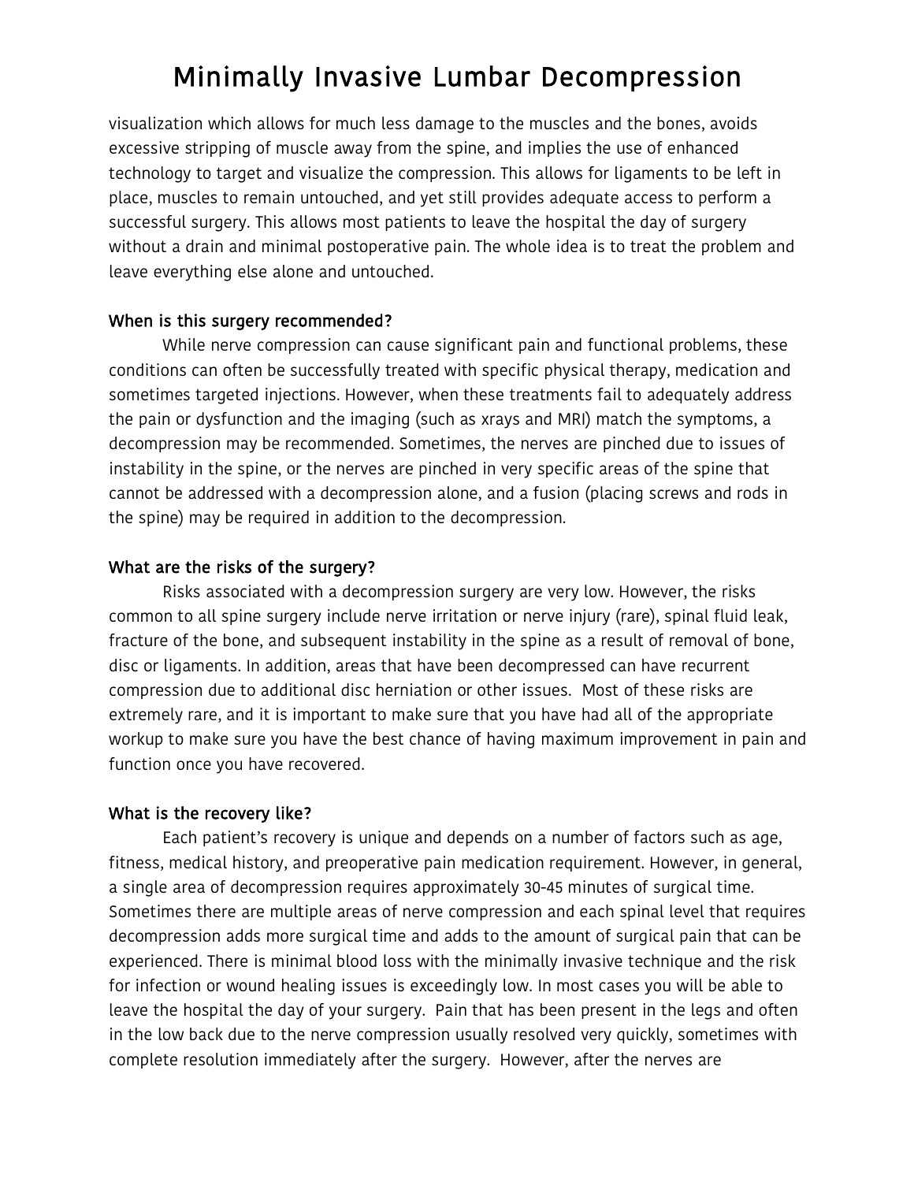visualization which allows for much less damage to the muscles and the bones, avoids excessive stripping of muscle away from the spine, and implies the use of enhanced technology to target and visualize the compression. This allows for ligaments to be left in place, muscles to remain untouched, and yet still provides adequate access to perform a successful surgery. This allows most patients to leave the hospital the day of surgery without a drain and minimal postoperative pain. The whole idea is to treat the problem and leave everything else alone and untouched.

**When is this surgery recommended?**

While nerve compression can cause significant pain and functional problems, these conditions can often be successfully treated with specific physical therapy, medication and sometimes targeted injections. However, when these treatments fail to adequately address the pain or dysfunction and the imaging (such as xrays and MRI) match the symptoms, a decompression may be recommended. Sometimes, the nerves are pinched due to issues of instability in the spine, or the nerves are pinched in very specific areas of the spine that cannot be addressed with a decompression alone, and a fusion (placing screws and rods in the spine) may be required in addition to the decompression.

**What are the risks of the surgery?**

Risks associated with a decompression surgery are very low. However, the risks common to all spine surgery include nerve irritation or nerve injury (rare), spinal fluid leak, fracture of the bone, and subsequent instability in the spine as a result of removal of bone, disc or ligaments. In addition, areas that have been decompressed can have recurrent compression due to additional disc herniation or other issues. Most of these risks are extremely rare, and it is important to make sure that you have had all of the appropriate workup to make sure you have the best chance of having maximum improvement in pain and function once you have recovered.

**What is the recovery like?**

Each patient's recovery is unique and depends on a number of factors such as age, fitness, medical history, and preoperative pain medication requirement. However, in general, a single area of decompression requires approximately 30-45 minutes of surgical time. Sometimes there are multiple areas of nerve compression and each spinal level that requires decompression adds more surgical time and adds to the amount of surgical pain that can be experienced. There is minimal blood loss with the minimally invasive technique and the risk for infection or wound healing issues is exceedingly low. In most cases you will be able to leave the hospital the day of your surgery. Pain that has been present in the legs and often in the low back due to the nerve compression usually resolved very quickly, sometimes with complete resolution immediately after the surgery. However, after the nerves are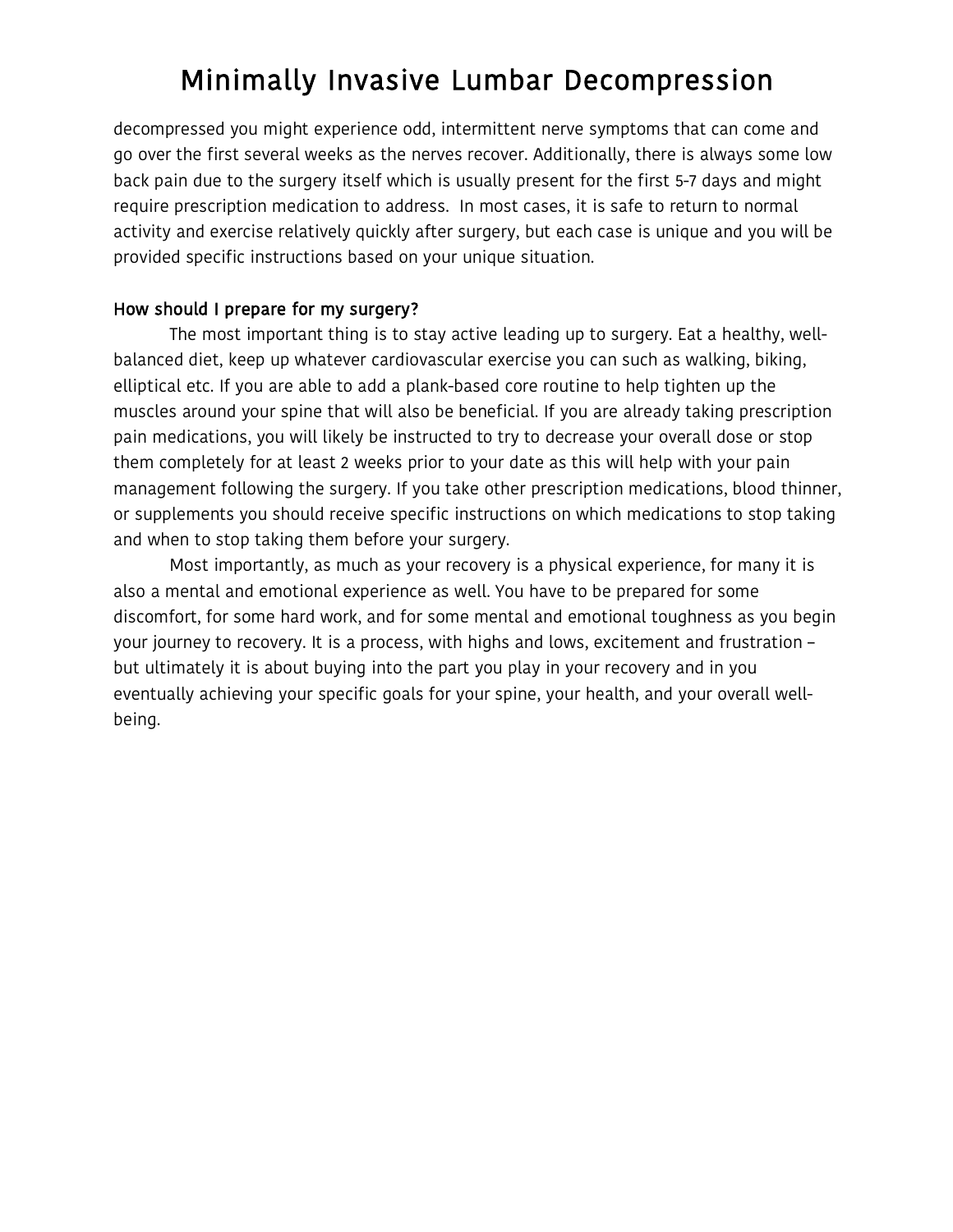decompressed you might experience odd, intermittent nerve symptoms that can come and go over the first several weeks as the nerves recover. Additionally, there is always some low back pain due to the surgery itself which is usually present for the first 5-7 days and might require prescription medication to address. In most cases, it is safe to return to normal activity and exercise relatively quickly after surgery, but each case is unique and you will be provided specific instructions based on your unique situation.

## How should I prepare for my surgery?

The most important thing is to stay active leading up to surgery. Eat a healthy, well-balanced diet, keep up whatever cardiovascular exercise you can such as walking, biking, elliptical etc. If you are able to add a plank-based core routine to help tighten up the muscles around your spine that will also be beneficial. If you are already taking prescription pain medications, you will likely be instructed to try to decrease your overall dose or stop them completely for at least 2 weeks prior to your date as this will help with your pain management following the surgery. If you take other prescription medications, blood thinner, or supplements you should receive specific instructions on which medications to stop taking and when to stop taking them before your surgery.

Most importantly, as much as your recovery is a physical experience, for many it is also a mental and emotional experience as well. You have to be prepared for some discomfort, for some hard work, and for some mental and emotional toughness as you begin your journey to recovery. It is a process, with highs and lows, excitement and frustration – but ultimately it is about buying into the part you play in your recovery and in you eventually achieving your specific goals for your spine, your health, and your overall well-being.